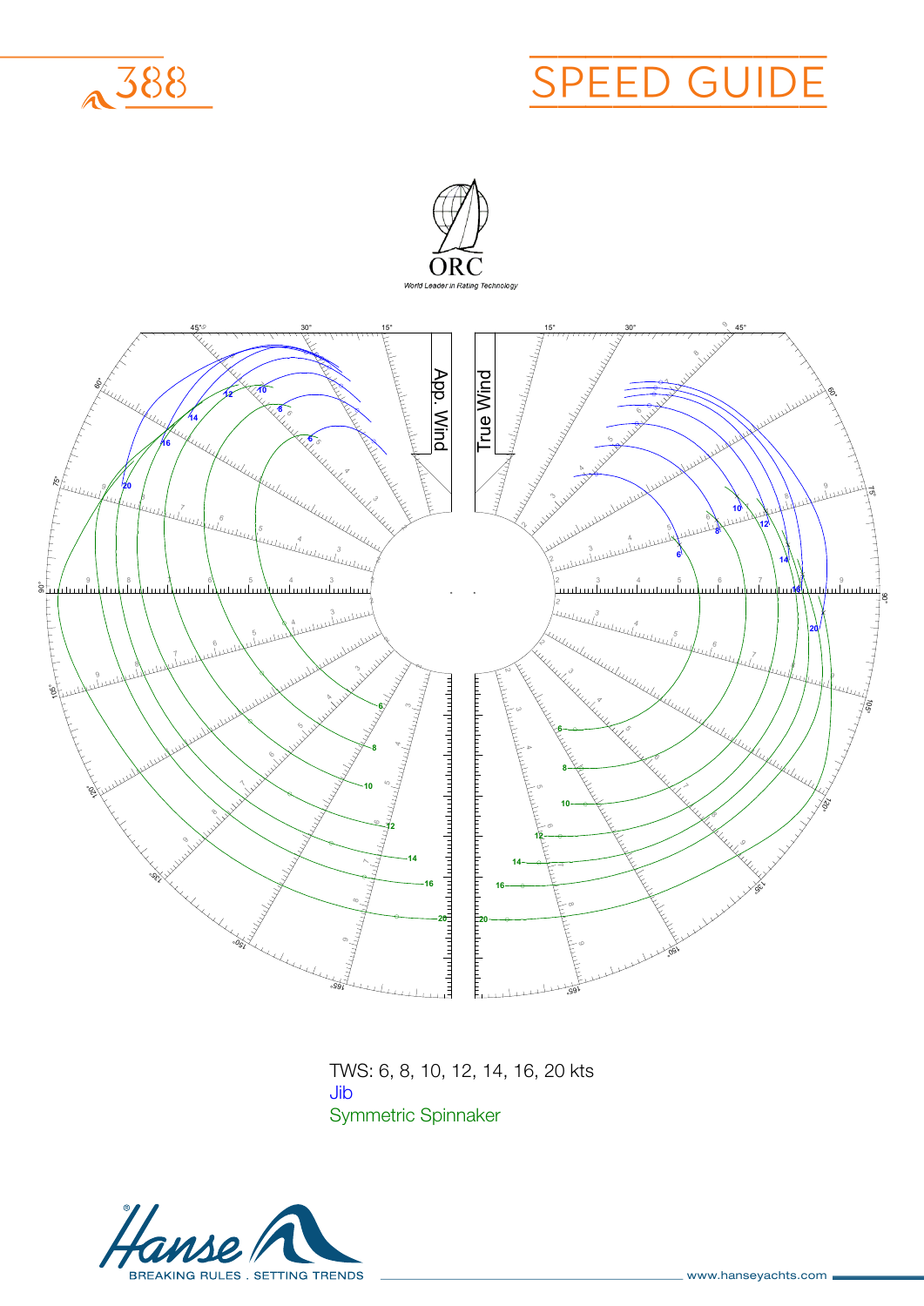388

# SPEED GUIDE

ORC

*World Leader in Rating Technology*

App. Wind

True Wind

TWS: 6, 8, 10, 12, 14, 16, 20 kts

Jib

Symmetric Spinnaker

Hanse

BREAKING RULES . SETTING TRENDS

www.hanseyachts.com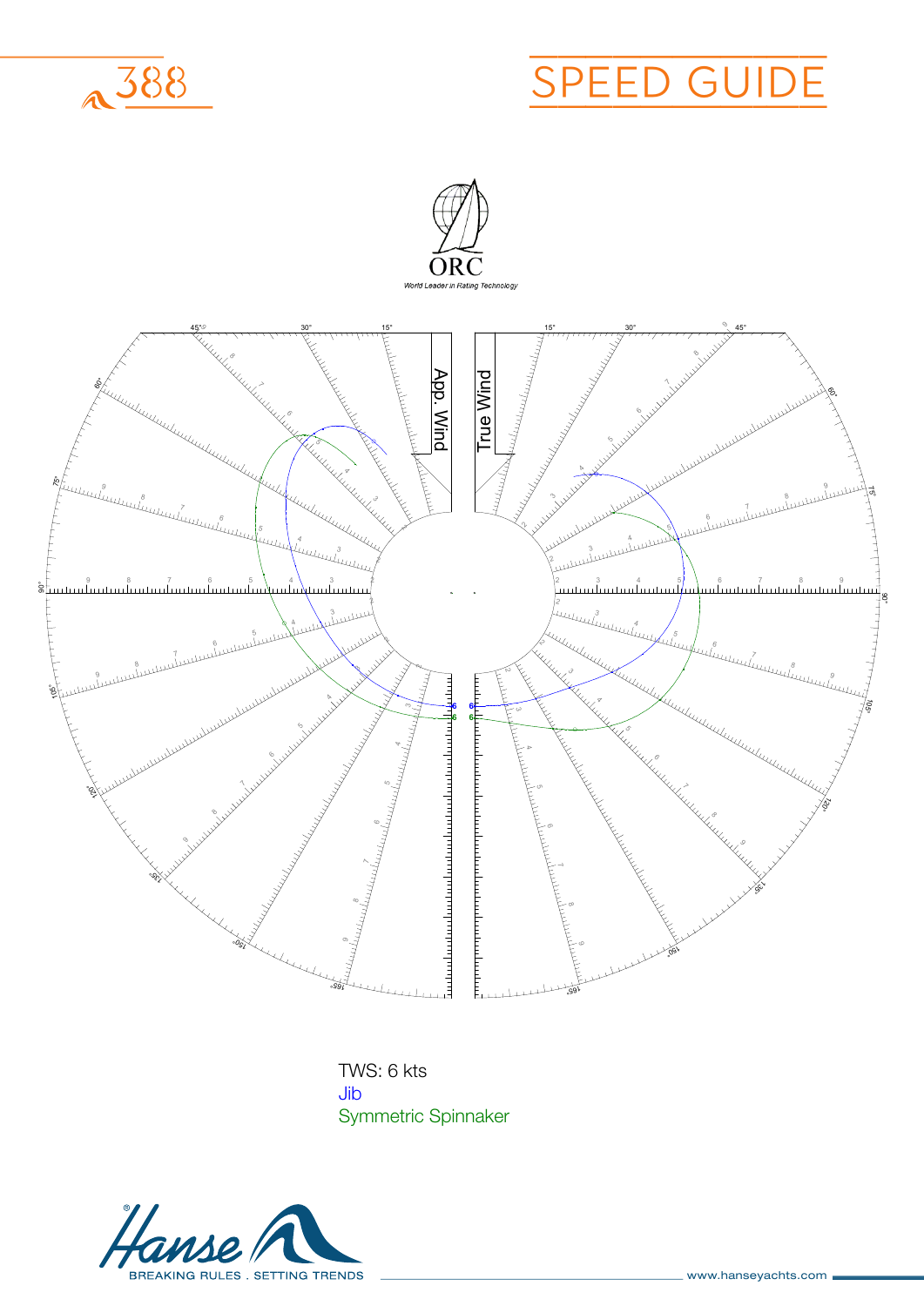# 388

# SPEED GUIDE

ORC

*World Leader in Rating Technology*

App. Wind

True Wind

TWS: 6 kts

Jib

Symmetric Spinnaker

BREAKING RULES . SETTING TRENDS

www.hanseyachts.com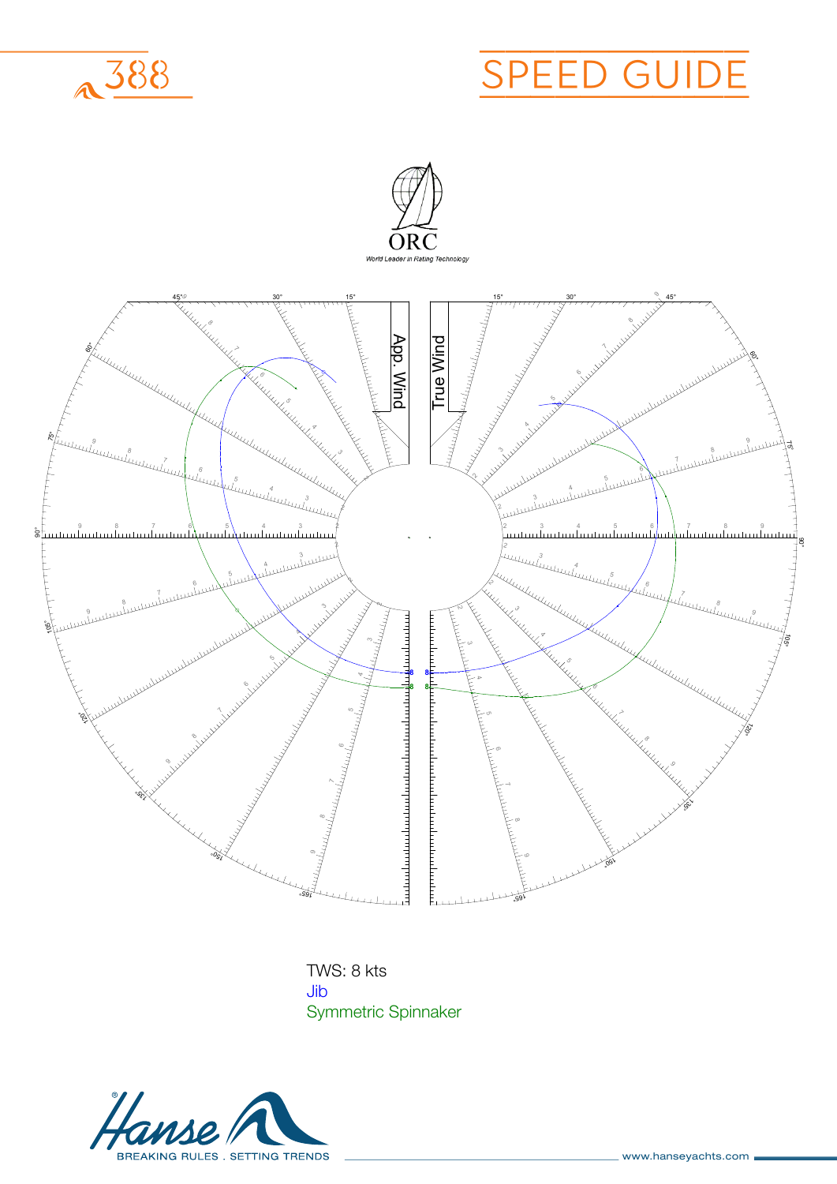# SPEED GUIDE

TWS: 8 kts

Jib

Symmetric Spinnaker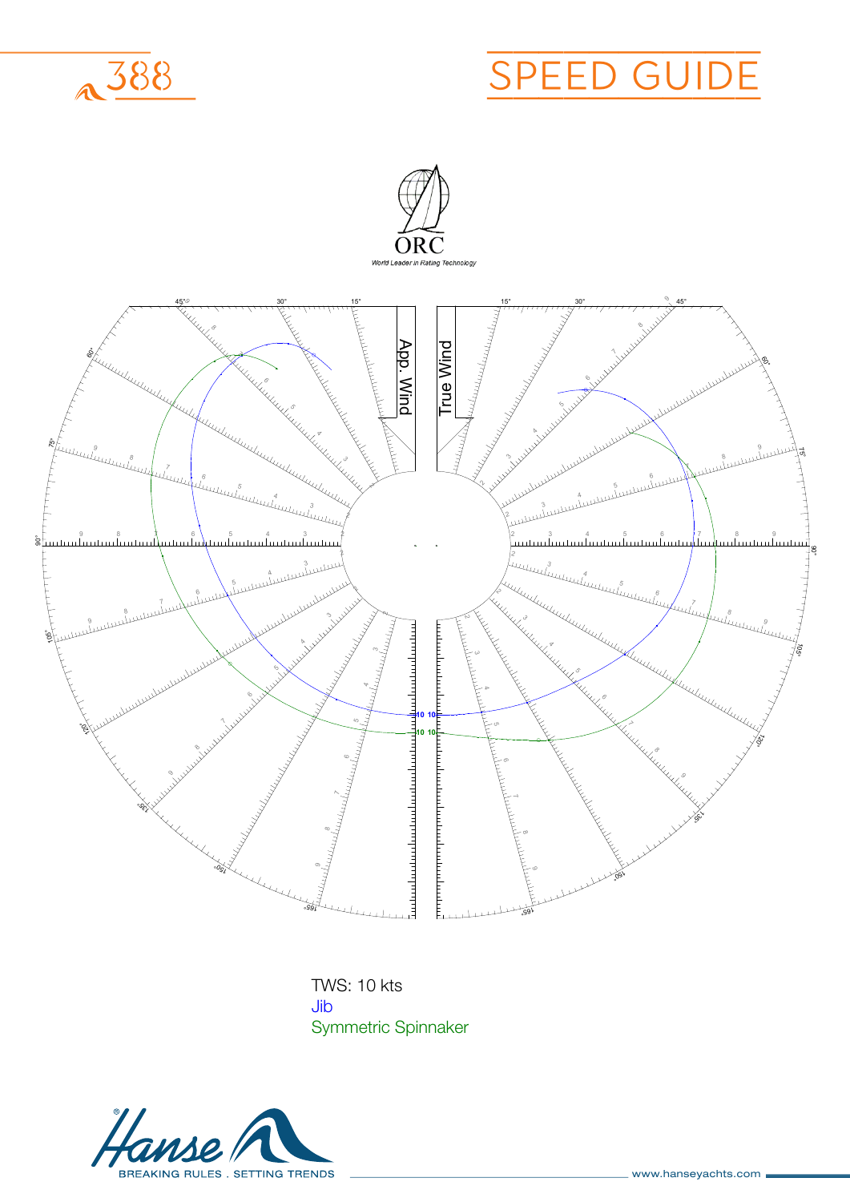# SPEED GUIDE

TWS: 10 kts

Jib

Symmetric Spinnaker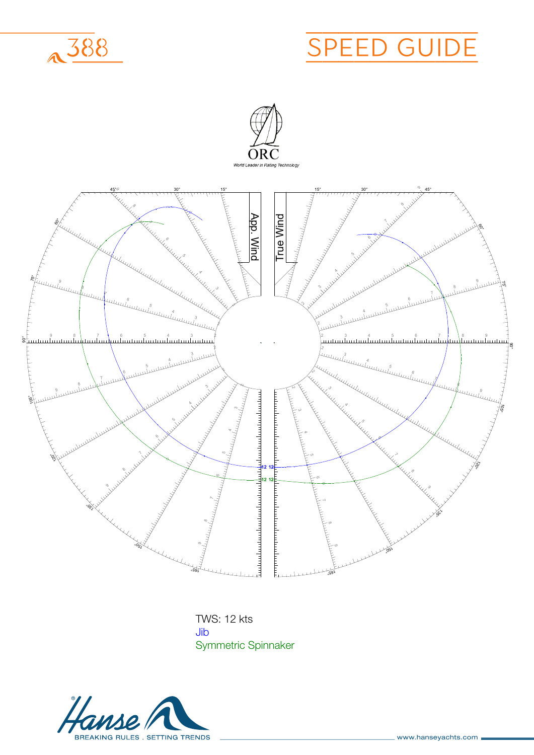# SPEED GUIDE

388

App. Wind

True Wind

TWS: 12 kts

Jib

Symmetric Spinnaker

BREAKING RULES . SETTING TRENDS

www.hanseyachts.com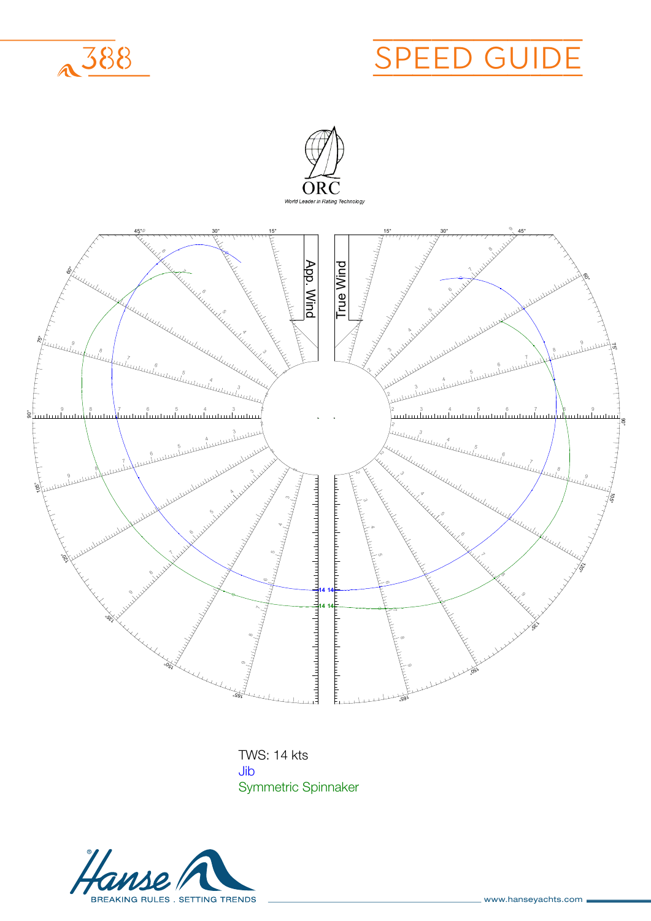# 388

# SPEED GUIDE

ORC

*World Leader in Rating Technology*

App. Wind

True Wind

TWS: 14 kts

Jib

Symmetric Spinnaker

Hanse

BREAKING RULES . SETTING TRENDS

www.hanseyachts.com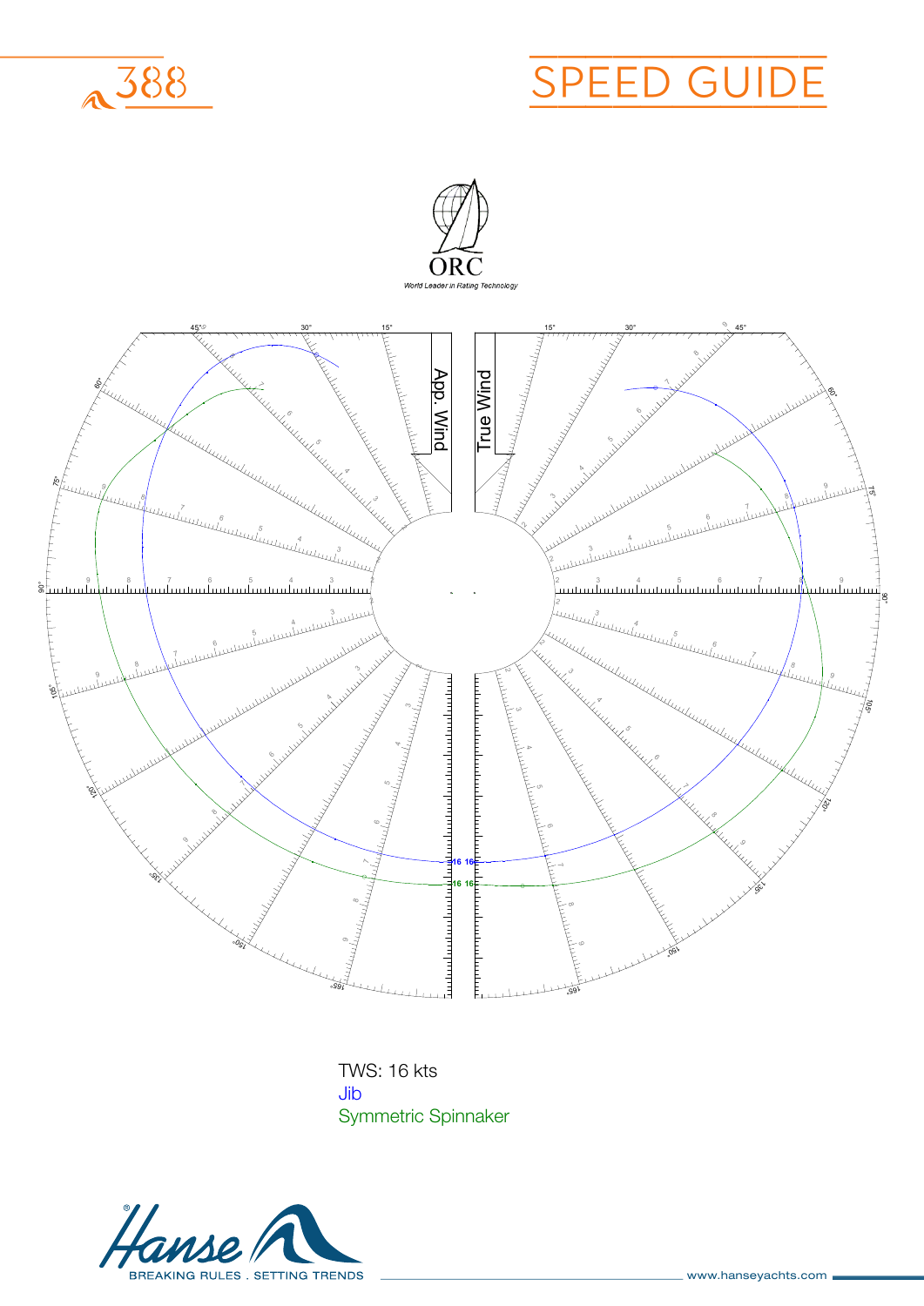# SPEED GUIDE

388

ORC

*World Leader in Rating Technology*

App. Wind

True Wind

TWS: 16 kts

Jib

Symmetric Spinnaker

BREAKING RULES . SETTING TRENDS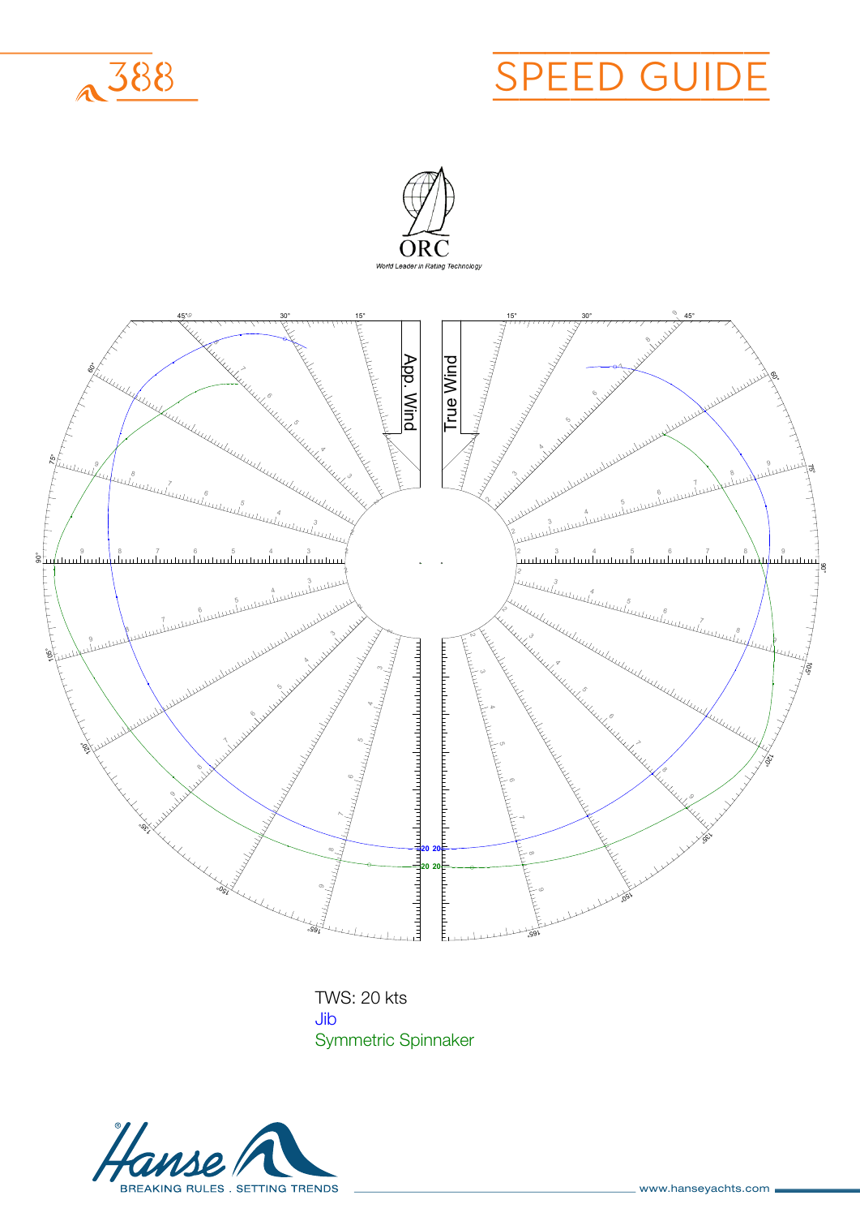388

# SPEED GUIDE

ORC

World Leader in Rating Technology

App. Wind

True Wind

15°
30°
45°
60°
75°
90°
105°
120°
135°
150°
165°

20 20
20 20

TWS: 20 kts
Jib
Symmetric Spinnaker

Hanse
BREAKING RULES . SETTING TRENDS

www.hanseyachts.com